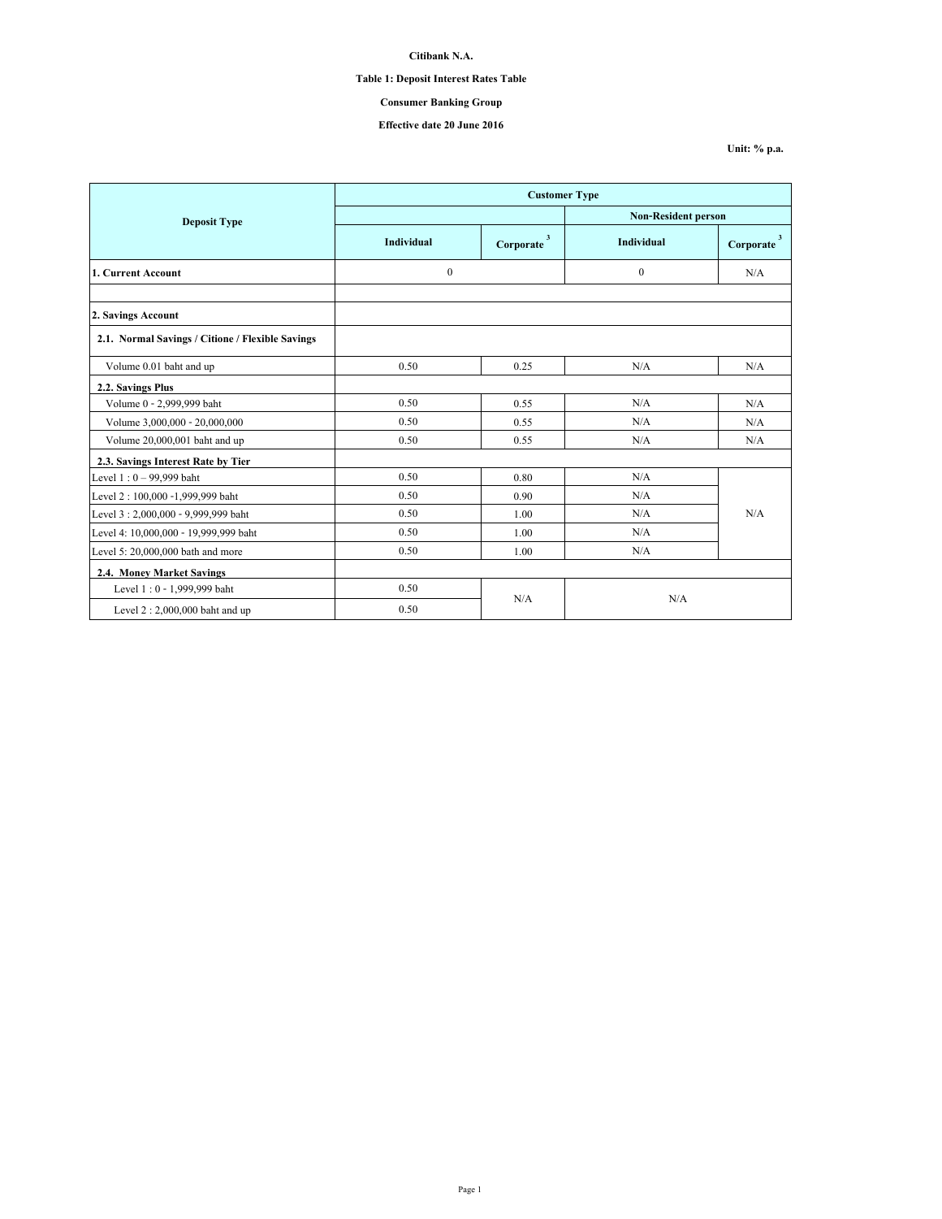**Citibank N.A.**

**Table 1: Deposit Interest Rates Table**

**Consumer Banking Group**

**Effective date 20 June 2016**

**Unit: % p.a.**

| Deposit Type | Customer Type | | | |
|---|---|---|---|---|
| | | | Non-Resident person | |
| | Individual | Corporate [3] | Individual | Corporate [3] |
| **1. Current Account** | 0 | | 0 | N/A |
| | | | | |
| **2. Savings Account** | | | | |
| **2.1. Normal Savings / Citione / Flexible Savings** | | | | |
| Volume 0.01 baht and up | 0.50 | 0.25 | N/A | N/A |
| **2.2. Savings Plus** | | | | |
| Volume 0 - 2,999,999 baht | 0.50 | 0.55 | N/A | N/A |
| Volume 3,000,000 - 20,000,000 | 0.50 | 0.55 | N/A | N/A |
| Volume 20,000,001 baht and up | 0.50 | 0.55 | N/A | N/A |
| **2.3. Savings Interest Rate by Tier** | | | | |
| Level 1 : 0 – 99,999 baht | 0.50 | 0.80 | N/A | N/A |
| Level 2 : 100,000 -1,999,999 baht | 0.50 | 0.90 | N/A | |
| Level 3 : 2,000,000 - 9,999,999 baht | 0.50 | 1.00 | N/A | |
| Level 4: 10,000,000 - 19,999,999 baht | 0.50 | 1.00 | N/A | |
| Level 5: 20,000,000 bath and more | 0.50 | 1.00 | N/A | |
| **2.4. Money Market Savings** | | | | |
| Level 1 : 0 - 1,999,999 baht | 0.50 | N/A | N/A | |
| Level 2 : 2,000,000 baht and up | 0.50 | | | |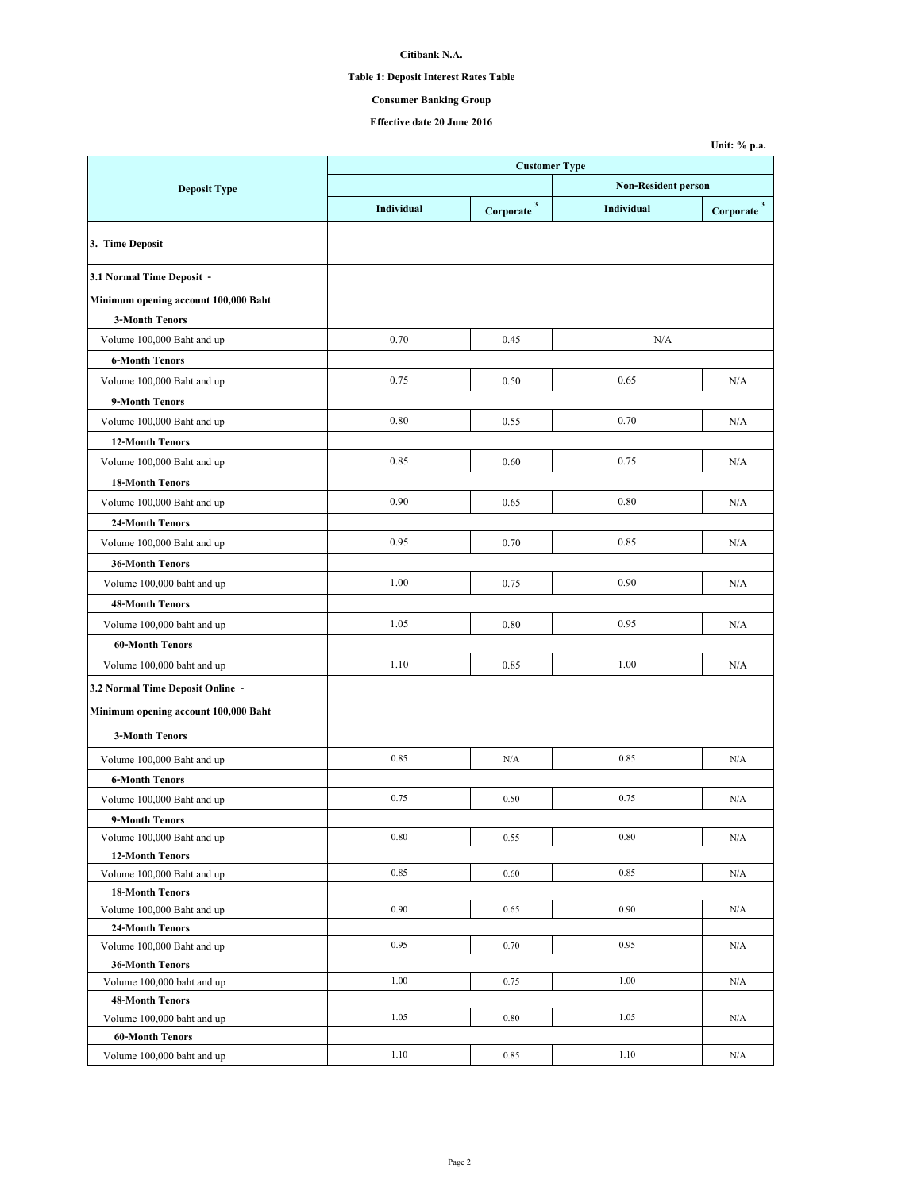**Citibank N.A.**

**Table 1: Deposit Interest Rates Table**

**Consumer Banking Group**

**Effective date 20 June 2016**

**Unit: % p.a.**

| Deposit Type | Customer Type | | | |
|---|---|---|---|---|
| | | | Non-Resident person | |
| | Individual | Corporate [3] | Individual | Corporate [3] |
| **3. Time Deposit** | | | | |
| **3.1 Normal Time Deposit - Minimum opening account 100,000 Baht** | | | | |
| **3-Month Tenors** | | | | |
| Volume 100,000 Baht and up | 0.70 | 0.45 | N/A | |
| **6-Month Tenors** | | | | |
| Volume 100,000 Baht and up | 0.75 | 0.50 | 0.65 | N/A |
| **9-Month Tenors** | | | | |
| Volume 100,000 Baht and up | 0.80 | 0.55 | 0.70 | N/A |
| **12-Month Tenors** | | | | |
| Volume 100,000 Baht and up | 0.85 | 0.60 | 0.75 | N/A |
| **18-Month Tenors** | | | | |
| Volume 100,000 Baht and up | 0.90 | 0.65 | 0.80 | N/A |
| **24-Month Tenors** | | | | |
| Volume 100,000 Baht and up | 0.95 | 0.70 | 0.85 | N/A |
| **36-Month Tenors** | | | | |
| Volume 100,000 baht and up | 1.00 | 0.75 | 0.90 | N/A |
| **48-Month Tenors** | | | | |
| Volume 100,000 baht and up | 1.05 | 0.80 | 0.95 | N/A |
| **60-Month Tenors** | | | | |
| Volume 100,000 baht and up | 1.10 | 0.85 | 1.00 | N/A |
| **3.2 Normal Time Deposit Online - Minimum opening account 100,000 Baht** | | | | |
| **3-Month Tenors** | | | | |
| Volume 100,000 Baht and up | 0.85 | N/A | 0.85 | N/A |
| **6-Month Tenors** | | | | |
| Volume 100,000 Baht and up | 0.75 | 0.50 | 0.75 | N/A |
| **9-Month Tenors** | | | | |
| Volume 100,000 Baht and up | 0.80 | 0.55 | 0.80 | N/A |
| **12-Month Tenors** | | | | |
| Volume 100,000 Baht and up | 0.85 | 0.60 | 0.85 | N/A |
| **18-Month Tenors** | | | | |
| Volume 100,000 Baht and up | 0.90 | 0.65 | 0.90 | N/A |
| **24-Month Tenors** | | | | |
| Volume 100,000 Baht and up | 0.95 | 0.70 | 0.95 | N/A |
| **36-Month Tenors** | | | | |
| Volume 100,000 baht and up | 1.00 | 0.75 | 1.00 | N/A |
| **48-Month Tenors** | | | | |
| Volume 100,000 baht and up | 1.05 | 0.80 | 1.05 | N/A |
| **60-Month Tenors** | | | | |
| Volume 100,000 baht and up | 1.10 | 0.85 | 1.10 | N/A |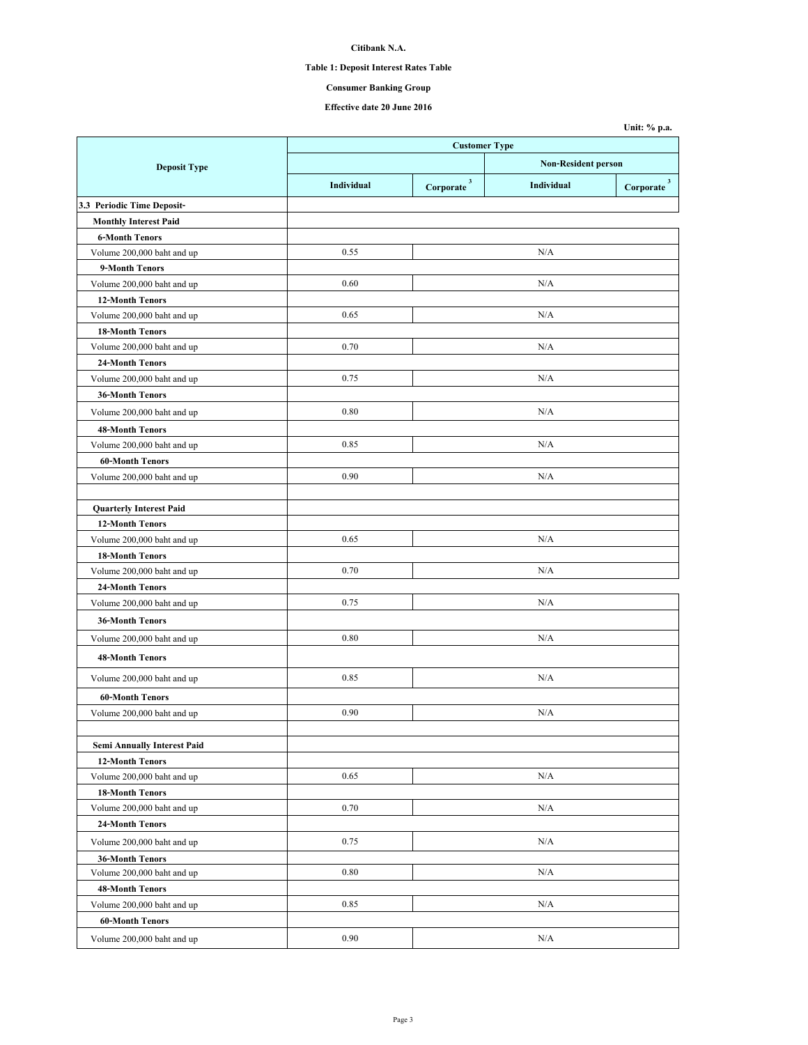**Citibank N.A.**

**Table 1: Deposit Interest Rates Table**

**Consumer Banking Group**

**Effective date 20 June 2016**

**Unit: % p.a.**

| Deposit Type | Customer Type | | | |
|---|---|---|---|---|
| | | | Non-Resident person | |
| | Individual | Corporate [3] | Individual | Corporate [3] |
| **3.3 Periodic Time Deposit-** | | | | |
| **Monthly Interest Paid** | | | | |
| **6-Month Tenors** | | | | |
| Volume 200,000 baht and up | 0.55 | N/A | | |
| **9-Month Tenors** | | | | |
| Volume 200,000 baht and up | 0.60 | N/A | | |
| **12-Month Tenors** | | | | |
| Volume 200,000 baht and up | 0.65 | N/A | | |
| **18-Month Tenors** | | | | |
| Volume 200,000 baht and up | 0.70 | N/A | | |
| **24-Month Tenors** | | | | |
| Volume 200,000 baht and up | 0.75 | N/A | | |
| **36-Month Tenors** | | | | |
| Volume 200,000 baht and up | 0.80 | N/A | | |
| **48-Month Tenors** | | | | |
| Volume 200,000 baht and up | 0.85 | N/A | | |
| **60-Month Tenors** | | | | |
| Volume 200,000 baht and up | 0.90 | N/A | | |
| | | | | |
| **Quarterly Interest Paid** | | | | |
| **12-Month Tenors** | | | | |
| Volume 200,000 baht and up | 0.65 | N/A | | |
| **18-Month Tenors** | | | | |
| Volume 200,000 baht and up | 0.70 | N/A | | |
| **24-Month Tenors** | | | | |
| Volume 200,000 baht and up | 0.75 | N/A | | |
| **36-Month Tenors** | | | | |
| Volume 200,000 baht and up | 0.80 | N/A | | |
| **48-Month Tenors** | | | | |
| Volume 200,000 baht and up | 0.85 | N/A | | |
| **60-Month Tenors** | | | | |
| Volume 200,000 baht and up | 0.90 | N/A | | |
| | | | | |
| **Semi Annually Interest Paid** | | | | |
| **12-Month Tenors** | | | | |
| Volume 200,000 baht and up | 0.65 | N/A | | |
| **18-Month Tenors** | | | | |
| Volume 200,000 baht and up | 0.70 | N/A | | |
| **24-Month Tenors** | | | | |
| Volume 200,000 baht and up | 0.75 | N/A | | |
| **36-Month Tenors** | | | | |
| Volume 200,000 baht and up | 0.80 | N/A | | |
| **48-Month Tenors** | | | | |
| Volume 200,000 baht and up | 0.85 | N/A | | |
| **60-Month Tenors** | | | | |
| Volume 200,000 baht and up | 0.90 | N/A | | |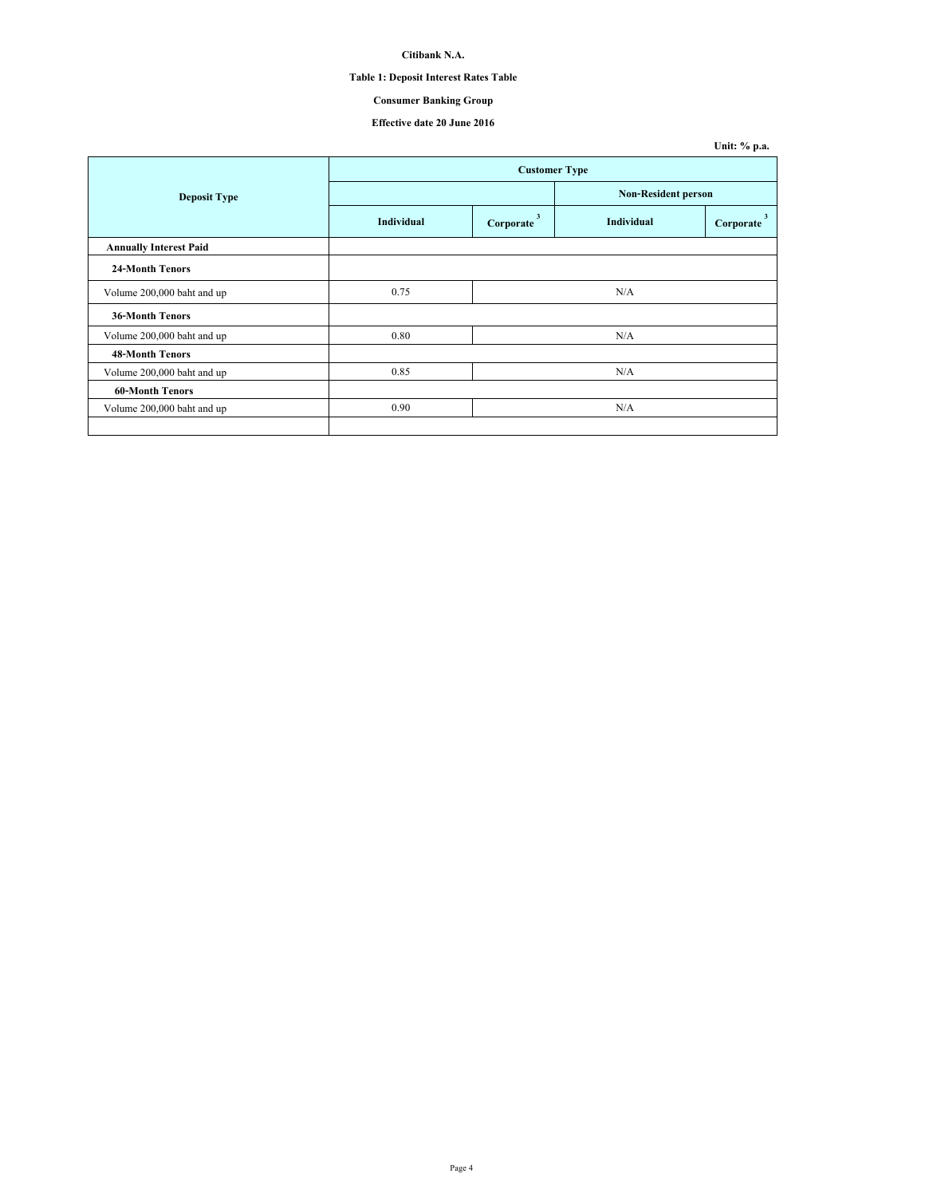**Citibank N.A.**

**Table 1: Deposit Interest Rates Table**

**Consumer Banking Group**

**Effective date 20 June 2016**

**Unit: % p.a.**

| Deposit Type | Customer Type | | | |
|---|---|---|---|---|
| | | | Non-Resident person | |
| | Individual | Corporate [3] | Individual | Corporate [3] |
| **Annually Interest Paid** | | | | |
| **24-Month Tenors** | | | | |
| Volume 200,000 baht and up | 0.75 | N/A | | |
| **36-Month Tenors** | | | | |
| Volume 200,000 baht and up | 0.80 | N/A | | |
| **48-Month Tenors** | | | | |
| Volume 200,000 baht and up | 0.85 | N/A | | |
| **60-Month Tenors** | | | | |
| Volume 200,000 baht and up | 0.90 | N/A | | |
| | | | | |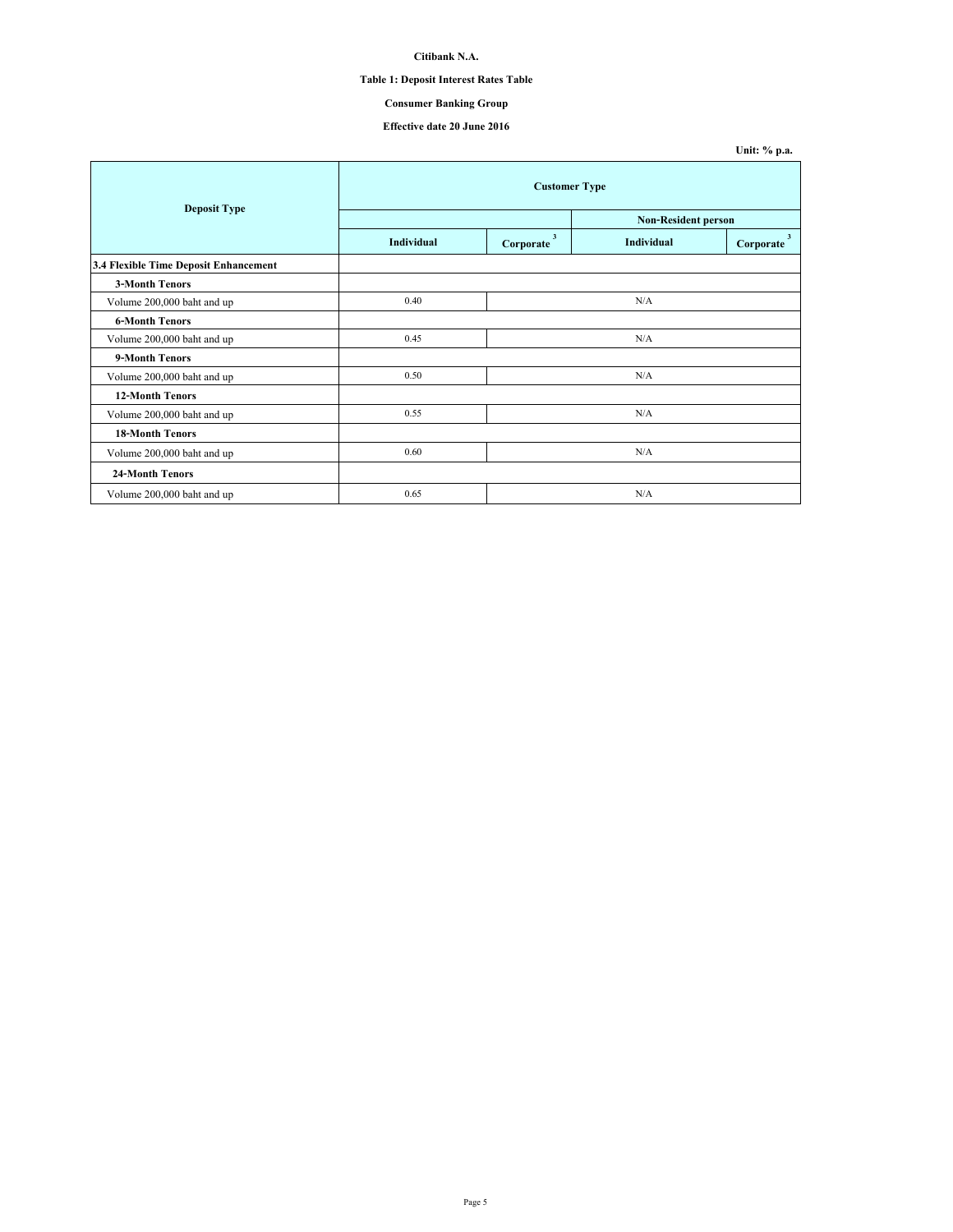**Citibank N.A.**

**Table 1: Deposit Interest Rates Table**

**Consumer Banking Group**

**Effective date 20 June 2016**

**Unit: % p.a.**

| Deposit Type | Customer Type | | | |
|---|---|---|---|---|
| | | | Non-Resident person | |
| | Individual | Corporate [3] | Individual | Corporate [3] |
| **3.4 Flexible Time Deposit Enhancement** | | | | |
| **3-Month Tenors** | | | | |
| Volume 200,000 baht and up | 0.40 | N/A | | |
| **6-Month Tenors** | | | | |
| Volume 200,000 baht and up | 0.45 | N/A | | |
| **9-Month Tenors** | | | | |
| Volume 200,000 baht and up | 0.50 | N/A | | |
| **12-Month Tenors** | | | | |
| Volume 200,000 baht and up | 0.55 | N/A | | |
| **18-Month Tenors** | | | | |
| Volume 200,000 baht and up | 0.60 | N/A | | |
| **24-Month Tenors** | | | | |
| Volume 200,000 baht and up | 0.65 | N/A | | |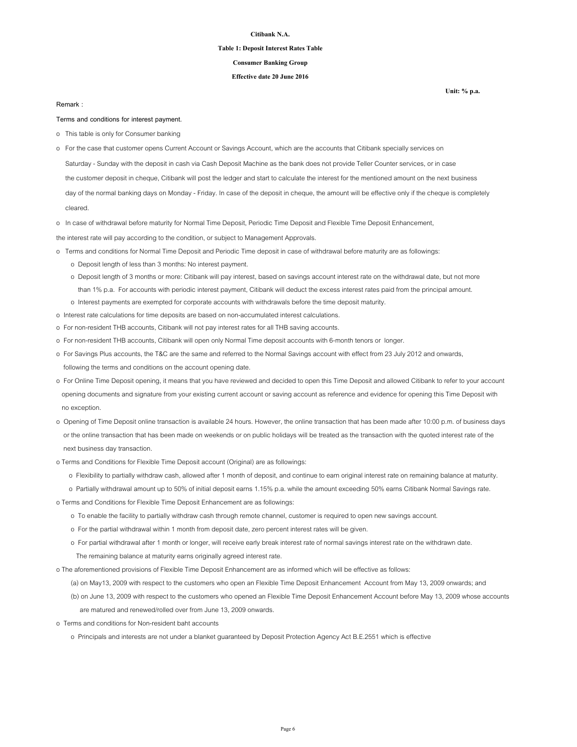**Citibank N.A.**

**Table 1: Deposit Interest Rates Table**

**Consumer Banking Group**

**Effective date 20 June 2016**

**Unit: % p.a.**

Remark :

Terms and conditions for interest payment.

- This table is only for Consumer banking
- For the case that customer opens Current Account or Savings Account, which are the accounts that Citibank specially services on Saturday - Sunday with the deposit in cash via Cash Deposit Machine as the bank does not provide Teller Counter services, or in case the customer deposit in cheque, Citibank will post the ledger and start to calculate the interest for the mentioned amount on the next business day of the normal banking days on Monday - Friday. In case of the deposit in cheque, the amount will be effective only if the cheque is completely cleared.
- In case of withdrawal before maturity for Normal Time Deposit, Periodic Time Deposit and Flexible Time Deposit Enhancement, the interest rate will pay according to the condition, or subject to Management Approvals.
- Terms and conditions for Normal Time Deposit and Periodic Time deposit in case of withdrawal before maturity are as followings:
  - Deposit length of less than 3 months: No interest payment.
  - Deposit length of 3 months or more: Citibank will pay interest, based on savings account interest rate on the withdrawal date, but not more than 1% p.a. For accounts with periodic interest payment, Citibank will deduct the excess interest rates paid from the principal amount.
  - Interest payments are exempted for corporate accounts with withdrawals before the time deposit maturity.
- Interest rate calculations for time deposits are based on non-accumulated interest calculations.
- For non-resident THB accounts, Citibank will not pay interest rates for all THB saving accounts.
- For non-resident THB accounts, Citibank will open only Normal Time deposit accounts with 6-month tenors or longer.
- For Savings Plus accounts, the T&C are the same and referred to the Normal Savings account with effect from 23 July 2012 and onwards, following the terms and conditions on the account opening date.
- For Online Time Deposit opening, it means that you have reviewed and decided to open this Time Deposit and allowed Citibank to refer to your account opening documents and signature from your existing current account or saving account as reference and evidence for opening this Time Deposit with no exception.
- Opening of Time Deposit online transaction is available 24 hours. However, the online transaction that has been made after 10:00 p.m. of business days or the online transaction that has been made on weekends or on public holidays will be treated as the transaction with the quoted interest rate of the next business day transaction.
- Terms and Conditions for Flexible Time Deposit account (Original) are as followings:
  - Flexibility to partially withdraw cash, allowed after 1 month of deposit, and continue to earn original interest rate on remaining balance at maturity.
  - Partially withdrawal amount up to 50% of initial deposit earns 1.15% p.a. while the amount exceeding 50% earns Citibank Normal Savings rate.
- Terms and Conditions for Flexible Time Deposit Enhancement are as followings:
  - To enable the facility to partially withdraw cash through remote channel, customer is required to open new savings account.
  - For the partial withdrawal within 1 month from deposit date, zero percent interest rates will be given.
  - For partial withdrawal after 1 month or longer, will receive early break interest rate of normal savings interest rate on the withdrawn date. The remaining balance at maturity earns originally agreed interest rate.
- The aforementioned provisions of Flexible Time Deposit Enhancement are as informed which will be effective as follows:
  - (a) on May13, 2009 with respect to the customers who open an Flexible Time Deposit Enhancement Account from May 13, 2009 onwards; and
  - (b) on June 13, 2009 with respect to the customers who opened an Flexible Time Deposit Enhancement Account before May 13, 2009 whose accounts are matured and renewed/rolled over from June 13, 2009 onwards.
- Terms and conditions for Non-resident baht accounts
  - Principals and interests are not under a blanket guaranteed by Deposit Protection Agency Act B.E.2551 which is effective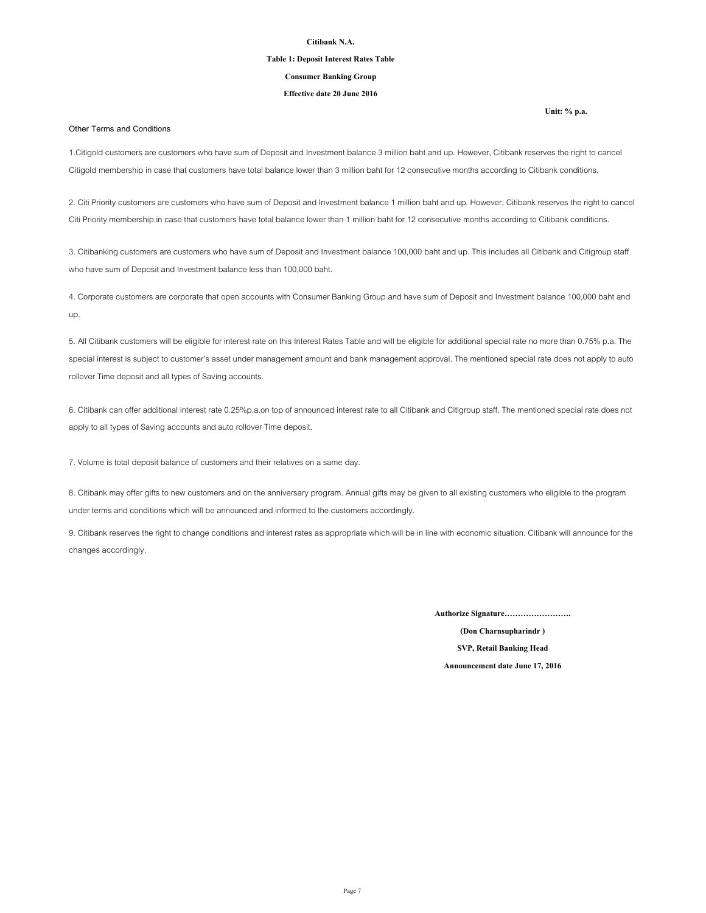**Citibank N.A.**

**Table 1: Deposit Interest Rates Table**

**Consumer Banking Group**

**Effective date 20 June 2016**

**Unit: % p.a.**

Other Terms and Conditions

1.Citigold customers are customers who have sum of Deposit and Investment balance 3 million baht and up. However, Citibank reserves the right to cancel Citigold membership in case that customers have total balance lower than 3 million baht for 12 consecutive months according to Citibank conditions.

2. Citi Priority customers are customers who have sum of Deposit and Investment balance 1 million baht and up. However, Citibank reserves the right to cancel Citi Priority membership in case that customers have total balance lower than 1 million baht for 12 consecutive months according to Citibank conditions.

3. Citibanking customers are customers who have sum of Deposit and Investment balance 100,000 baht and up. This includes all Citibank and Citigroup staff who have sum of Deposit and Investment balance less than 100,000 baht.

4. Corporate customers are corporate that open accounts with Consumer Banking Group and have sum of Deposit and Investment balance 100,000 baht and up.

5. All Citibank customers will be eligible for interest rate on this Interest Rates Table and will be eligible for additional special rate no more than 0.75% p.a. The special interest is subject to customer's asset under management amount and bank management approval. The mentioned special rate does not apply to auto rollover Time deposit and all types of Saving accounts.

6. Citibank can offer additional interest rate 0.25%p.a.on top of announced interest rate to all Citibank and Citigroup staff. The mentioned special rate does not apply to all types of Saving accounts and auto rollover Time deposit.

7. Volume is total deposit balance of customers and their relatives on a same day.

8. Citibank may offer gifts to new customers and on the anniversary program. Annual gifts may be given to all existing customers who eligible to the program under terms and conditions which will be announced and informed to the customers accordingly.

9. Citibank reserves the right to change conditions and interest rates as appropriate which will be in line with economic situation. Citibank will announce for the changes accordingly.

**Authorize Signature…………………….**

**(Don Charnsupharindr )**

**SVP, Retail Banking Head**

**Announcement date June 17, 2016**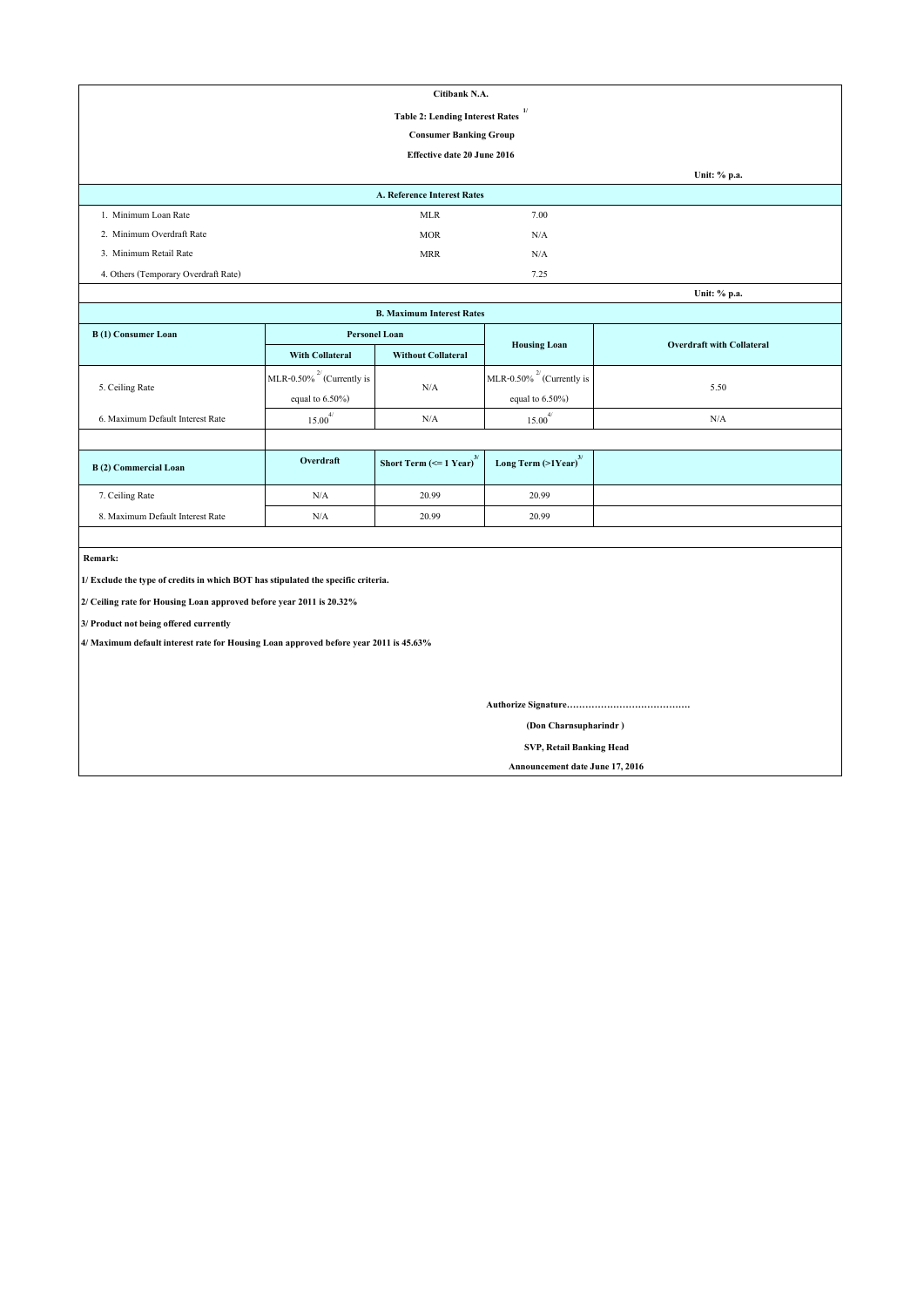**Citibank N.A.**

**Table 2: Lending Interest Rates** [1/]

**Consumer Banking Group**

**Effective date 20 June 2016**

**Unit: % p.a.**

| **A. Reference Interest Rates** | | |
|---|---|---|
| 1. Minimum Loan Rate | MLR | 7.00 |
| 2. Minimum Overdraft Rate | MOR | N/A |
| 3. Minimum Retail Rate | MRR | N/A |
| 4. Others (Temporary Overdraft Rate) | | 7.25 |

**Unit: % p.a.**

**B. Maximum Interest Rates**

| **B (1) Consumer Loan** | **Personel Loan** | | **Housing Loan** | **Overdraft with Collateral** |
|---|---|---|---|---|
| | **With Collateral** | **Without Collateral** | | |
| 5. Ceiling Rate | MLR-0.50% [2/] (Currently is equal to 6.50%) | N/A | MLR-0.50% [2/] (Currently is equal to 6.50%) | 5.50 |
| 6. Maximum Default Interest Rate | 15.00 [4/] | N/A | 15.00 [4/] | N/A |

| **B (2) Commercial Loan** | **Overdraft** | **Short Term (<= 1 Year)** [3/] | **Long Term (>1Year)** [3/] |
|---|---|---|---|
| 7. Ceiling Rate | N/A | 20.99 | 20.99 |
| 8. Maximum Default Interest Rate | N/A | 20.99 | 20.99 |

**Remark:**

**1/ Exclude the type of credits in which BOT has stipulated the specific criteria.**

**2/ Ceiling rate for Housing Loan approved before year 2011 is 20.32%**

**3/ Product not being offered currently**

**4/ Maximum default interest rate for Housing Loan approved before year 2011 is 45.63%**

**Authorize Signature………………………………….**

**(Don Charnsupharindr )**

**SVP, Retail Banking Head**

**Announcement date June 17, 2016**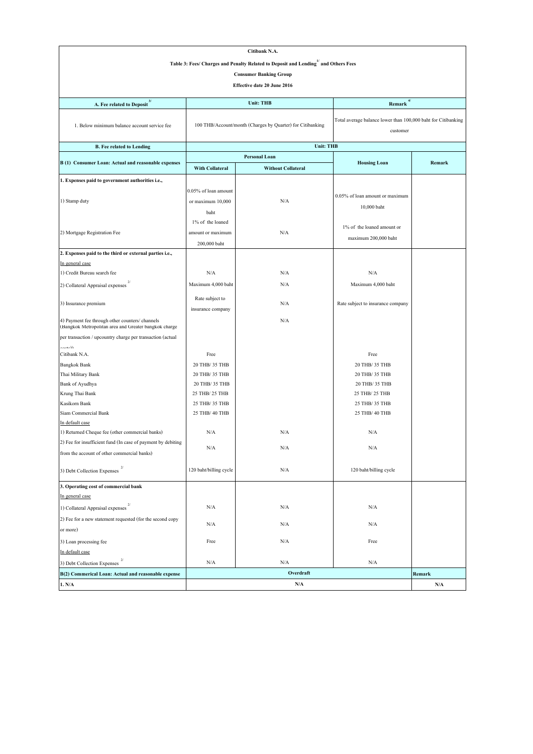**Citibank N.A.**

**Table 3: Fees/ Charges and Penalty Related to Deposit and Lending [1/] and Others Fees**

**Consumer Banking Group**

**Effective date 20 June 2016**

| A. Fee related to Deposit [3/] | Unit: THB | | Remark [4/] | |
|---|---|---|---|---|
| 1. Below minimum balance account service fee | 100 THB/Account/month (Charges by Quarter) for Citibanking | | Total average balance lower than 100,000 baht for Citibanking customer | |
| **B. Fee related to Lending** | **Unit: THB** | | | |
| **B (1) Consumer Loan: Actual and reasonable expenses** | **Personal Loan** | | **Housing Loan** | **Remark** |
| | **With Collateral** | **Without Collateral** | | |
| **1. Expenses paid to government authorities i.e.,** | | | | |
| 1) Stamp duty | 0.05% of loan amount or maximum 10,000 baht | N/A | 0.05% of loan amount or maximum 10,000 baht | |
| 2) Mortgage Registration Fee | 1% of the loaned amount or maximum 200,000 baht | N/A | 1% of the loaned amount or maximum 200,000 baht | |
| **2. Expenses paid to the third or external parties i.e.,** | | | | |
| In general case | | | | |
| 1) Credit Bureau search fee | N/A | N/A | N/A | |
| 2) Collateral Appraisal expenses [2/] | Maximum 4,000 baht | N/A | Maximum 4,000 baht | |
| 3) Insurance premium | Rate subject to insurance company | N/A | Rate subject to insurance company | |
| 4) Payment fee through other counters/ channels (Bangkok Metropolitan area and Greater bangkok charge per transaction / upcountry charge per transaction (actual costs)) | | N/A | | |
| Citibank N.A. | Free | | Free | |
| Bangkok Bank | 20 THB/ 35 THB | | 20 THB/ 35 THB | |
| Thai Military Bank | 20 THB/ 35 THB | | 20 THB/ 35 THB | |
| Bank of Ayudhya | 20 THB/ 35 THB | | 20 THB/ 35 THB | |
| Krung Thai Bank | 25 THB/ 25 THB | | 25 THB/ 25 THB | |
| Kasikorn Bank | 25 THB/ 35 THB | | 25 THB/ 35 THB | |
| Siam Commercial Bank | 25 THB/ 40 THB | | 25 THB/ 40 THB | |
| In default case | | | | |
| 1) Returned Cheque fee (other commercial banks) | N/A | N/A | N/A | |
| 2) Fee for insufficient fund (In case of payment by debiting from the account of other commercial banks) | N/A | N/A | N/A | |
| 3) Debt Collection Expenses [2/] | 120 baht/billing cycle | N/A | 120 baht/billing cycle | |
| **3. Operating cost of commercial bank** | | | | |
| In general case | | | | |
| 1) Collateral Appraisal expenses [2/] | N/A | N/A | N/A | |
| 2) Fee for a new statement requested (for the second copy or more) | N/A | N/A | N/A | |
| 3) Loan processing fee | Free | N/A | Free | |
| In default case | | | | |
| 3) Debt Collection Expenses [2/] | N/A | N/A | N/A | |
| **B(2) Commerical Loan: Actual and reasonable expense** | **Overdraft** | | | **Remark** |
| **1. N/A** | **N/A** | | | **N/A** |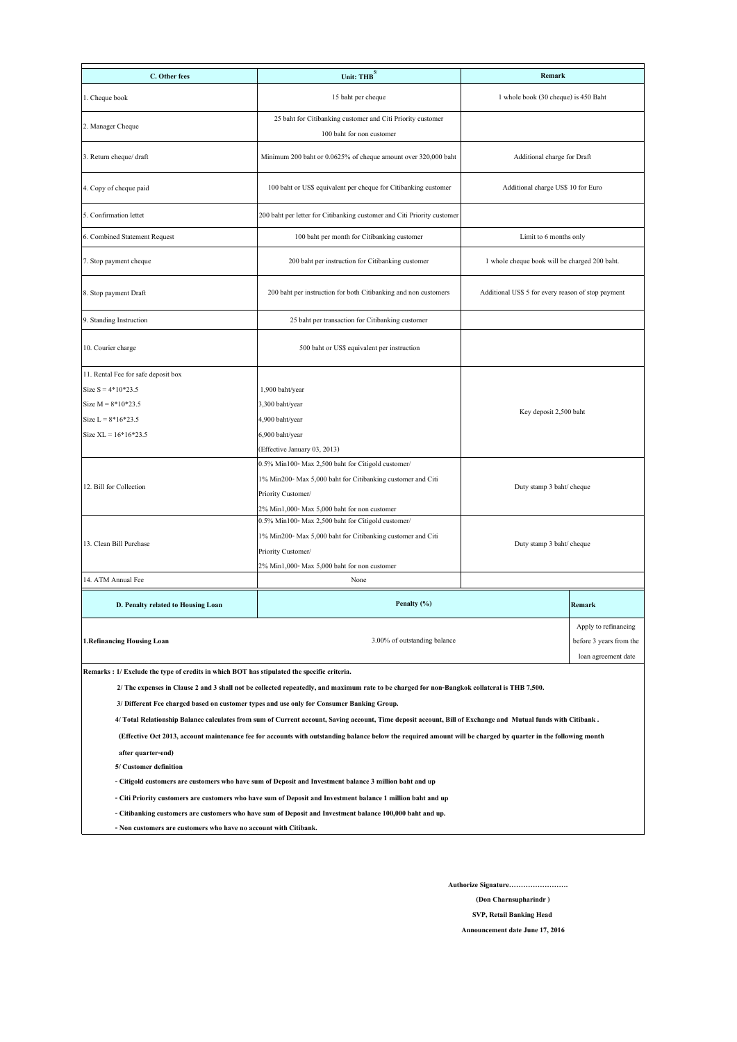| C. Other fees | Unit: THB[5/] | Remark |
|---|---|---|
| 1. Cheque book | 15 baht per cheque | 1 whole book (30 cheque) is 450 Baht |
| 2. Manager Cheque | 25 baht for Citibanking customer and Citi Priority customer<br>100 baht for non customer | |
| 3. Return cheque/ draft | Minimum 200 baht or 0.0625% of cheque amount over 320,000 baht | Additional charge for Draft |
| 4. Copy of cheque paid | 100 baht or US$ equivalent per cheque for Citibanking customer | Additional charge US$ 10 for Euro |
| 5. Confirmation lettet | 200 baht per letter for Citibanking customer and Citi Priority customer | |
| 6. Combined Statement Request | 100 baht per month for Citibanking customer | Limit to 6 months only |
| 7. Stop payment cheque | 200 baht per instruction for Citibanking customer | 1 whole cheque book will be charged 200 baht. |
| 8. Stop payment Draft | 200 baht per instruction for both Citibanking and non customers | Additional US$ 5 for every reason of stop payment |
| 9. Standing Instruction | 25 baht per transaction for Citibanking customer | |
| 10. Courier charge | 500 baht or US$ equivalent per instruction | |
| 11. Rental Fee for safe deposit box<br>Size S = 4*10*23.5<br>Size M = 8*10*23.5<br>Size L = 8*16*23.5<br>Size XL = 16*16*23.5 | <br>1,900 baht/year<br>3,300 baht/year<br>4,900 baht/year<br>6,900 baht/year<br>(Effective January 03, 2013) | Key deposit 2,500 baht |
| 12. Bill for Collection | 0.5% Min100- Max 2,500 baht for Citigold customer/<br>1% Min200- Max 5,000 baht for Citibanking customer and Citi Priority Customer/<br>2% Min1,000- Max 5,000 baht for non customer | Duty stamp 3 baht/ cheque |
| 13. Clean Bill Purchase | 0.5% Min100- Max 2,500 baht for Citigold customer/<br>1% Min200- Max 5,000 baht for Citibanking customer and Citi Priority Customer/<br>2% Min1,000- Max 5,000 baht for non customer | Duty stamp 3 baht/ cheque |
| 14. ATM Annual Fee | None | |

| D. Penalty related to Housing Loan | Penalty (%) | Remark |
|---|---|---|
| 1.Refinancing Housing Loan | 3.00% of outstanding balance | Apply to refinancing before 3 years from the loan agreement date |

**Remarks : 1/ Exclude the type of credits in which BOT has stipulated the specific criteria.**

**2/ The expenses in Clause 2 and 3 shall not be collected repeatedly, and maximum rate to be charged for non-Bangkok collateral is THB 7,500.**

**3/ Different Fee charged based on customer types and use only for Consumer Banking Group.**

**4/ Total Relationship Balance calculates from sum of Current account, Saving account, Time deposit account, Bill of Exchange and Mutual funds with Citibank .**

**(Effective Oct 2013, account maintenance fee for accounts with outstanding balance below the required amount will be charged by quarter in the following month after quarter-end)**

**5/ Customer definition**

**- Citigold customers are customers who have sum of Deposit and Investment balance 3 million baht and up**

**- Citi Priority customers are customers who have sum of Deposit and Investment balance 1 million baht and up**

**- Citibanking customers are customers who have sum of Deposit and Investment balance 100,000 baht and up.**

**- Non customers are customers who have no account with Citibank.**

**Authorize Signature…………………….**

**(Don Charnsupharindr )**

**SVP, Retail Banking Head**

**Announcement date June 17, 2016**